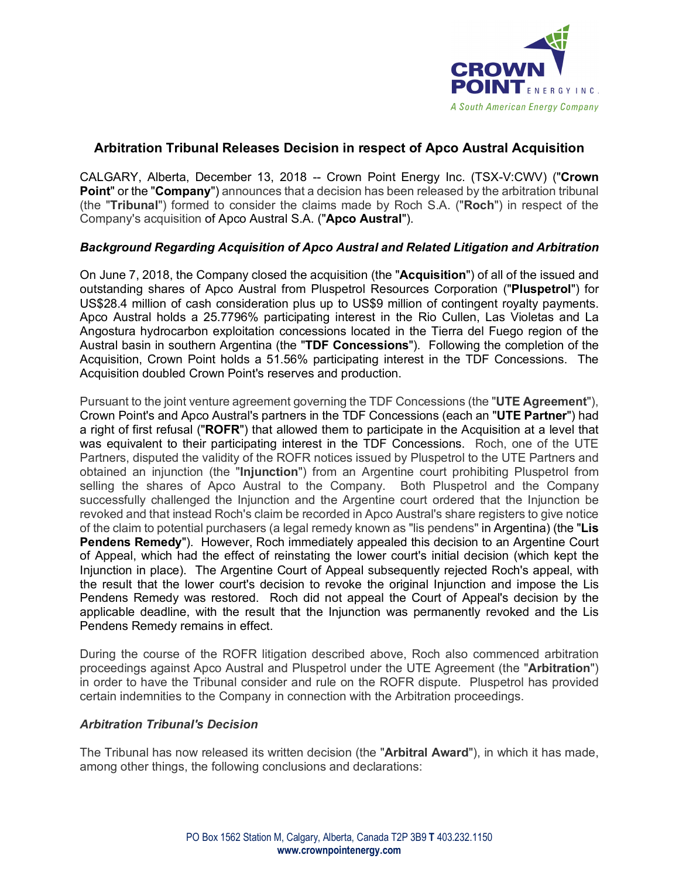# Arbitration Tribunal Releases Decision in respect of Apco Austral Acquisition

CALGARY, Alberta, December 13, 2018 -- Crown Point Energy Inc. (TSX-V:CWV) ("**Crown Point**" or the "**Company**") announces that a decision has been released by the arbitration tribunal (the "**Tribunal**") formed to consider the claims made by Roch S.A. ("**Roch**") in respect of the Company's acquisition of Apco Austral S.A. ("**Apco Austral**").

### *Background Regarding Acquisition of Apco Austral and Related Litigation and Arbitration*

On June 7, 2018, the Company closed the acquisition (the "**Acquisition**") of all of the issued and outstanding shares of Apco Austral from Pluspetrol Resources Corporation ("**Pluspetrol**") for US$28.4 million of cash consideration plus up to US$9 million of contingent royalty payments. Apco Austral holds a 25.7796% participating interest in the Rio Cullen, Las Violetas and La Angostura hydrocarbon exploitation concessions located in the Tierra del Fuego region of the Austral basin in southern Argentina (the "**TDF Concessions**"). Following the completion of the Acquisition, Crown Point holds a 51.56% participating interest in the TDF Concessions. The Acquisition doubled Crown Point's reserves and production.

Pursuant to the joint venture agreement governing the TDF Concessions (the "**UTE Agreement**"), Crown Point's and Apco Austral's partners in the TDF Concessions (each an "**UTE Partner**") had a right of first refusal ("**ROFR**") that allowed them to participate in the Acquisition at a level that was equivalent to their participating interest in the TDF Concessions. Roch, one of the UTE Partners, disputed the validity of the ROFR notices issued by Pluspetrol to the UTE Partners and obtained an injunction (the "**Injunction**") from an Argentine court prohibiting Pluspetrol from selling the shares of Apco Austral to the Company. Both Pluspetrol and the Company successfully challenged the Injunction and the Argentine court ordered that the Injunction be revoked and that instead Roch's claim be recorded in Apco Austral's share registers to give notice of the claim to potential purchasers (a legal remedy known as "lis pendens" in Argentina) (the "**Lis Pendens Remedy**"). However, Roch immediately appealed this decision to an Argentine Court of Appeal, which had the effect of reinstating the lower court's initial decision (which kept the Injunction in place). The Argentine Court of Appeal subsequently rejected Roch's appeal, with the result that the lower court's decision to revoke the original Injunction and impose the Lis Pendens Remedy was restored. Roch did not appeal the Court of Appeal's decision by the applicable deadline, with the result that the Injunction was permanently revoked and the Lis Pendens Remedy remains in effect.

During the course of the ROFR litigation described above, Roch also commenced arbitration proceedings against Apco Austral and Pluspetrol under the UTE Agreement (the "**Arbitration**") in order to have the Tribunal consider and rule on the ROFR dispute. Pluspetrol has provided certain indemnities to the Company in connection with the Arbitration proceedings.

### *Arbitration Tribunal's Decision*

The Tribunal has now released its written decision (the "**Arbitral Award**"), in which it has made, among other things, the following conclusions and declarations: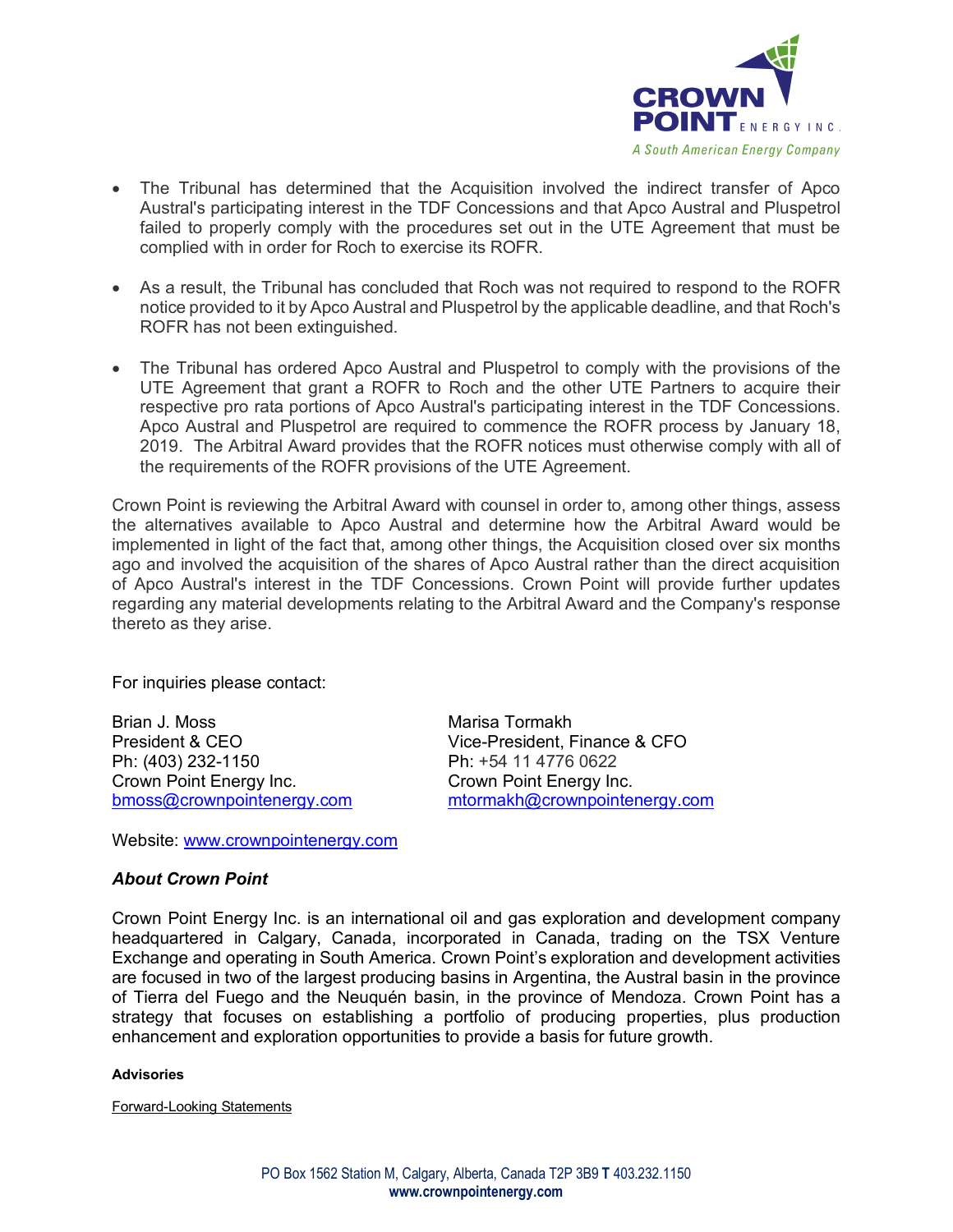- The Tribunal has determined that the Acquisition involved the indirect transfer of Apco Austral's participating interest in the TDF Concessions and that Apco Austral and Pluspetrol failed to properly comply with the procedures set out in the UTE Agreement that must be complied with in order for Roch to exercise its ROFR.

- As a result, the Tribunal has concluded that Roch was not required to respond to the ROFR notice provided to it by Apco Austral and Pluspetrol by the applicable deadline, and that Roch's ROFR has not been extinguished.

- The Tribunal has ordered Apco Austral and Pluspetrol to comply with the provisions of the UTE Agreement that grant a ROFR to Roch and the other UTE Partners to acquire their respective pro rata portions of Apco Austral's participating interest in the TDF Concessions. Apco Austral and Pluspetrol are required to commence the ROFR process by January 18, 2019. The Arbitral Award provides that the ROFR notices must otherwise comply with all of the requirements of the ROFR provisions of the UTE Agreement.

Crown Point is reviewing the Arbitral Award with counsel in order to, among other things, assess the alternatives available to Apco Austral and determine how the Arbitral Award would be implemented in light of the fact that, among other things, the Acquisition closed over six months ago and involved the acquisition of the shares of Apco Austral rather than the direct acquisition of Apco Austral's interest in the TDF Concessions. Crown Point will provide further updates regarding any material developments relating to the Arbitral Award and the Company's response thereto as they arise.

For inquiries please contact:

Brian J. Moss
President & CEO
Ph: (403) 232-1150
Crown Point Energy Inc.
bmoss@crownpointenergy.com

Marisa Tormakh
Vice-President, Finance & CFO
Ph: +54 11 4776 0622
Crown Point Energy Inc.
mtormakh@crownpointenergy.com

Website: www.crownpointenergy.com

### *About Crown Point*

Crown Point Energy Inc. is an international oil and gas exploration and development company headquartered in Calgary, Canada, incorporated in Canada, trading on the TSX Venture Exchange and operating in South America. Crown Point's exploration and development activities are focused in two of the largest producing basins in Argentina, the Austral basin in the province of Tierra del Fuego and the Neuquén basin, in the province of Mendoza. Crown Point has a strategy that focuses on establishing a portfolio of producing properties, plus production enhancement and exploration opportunities to provide a basis for future growth.

**Advisories**

Forward-Looking Statements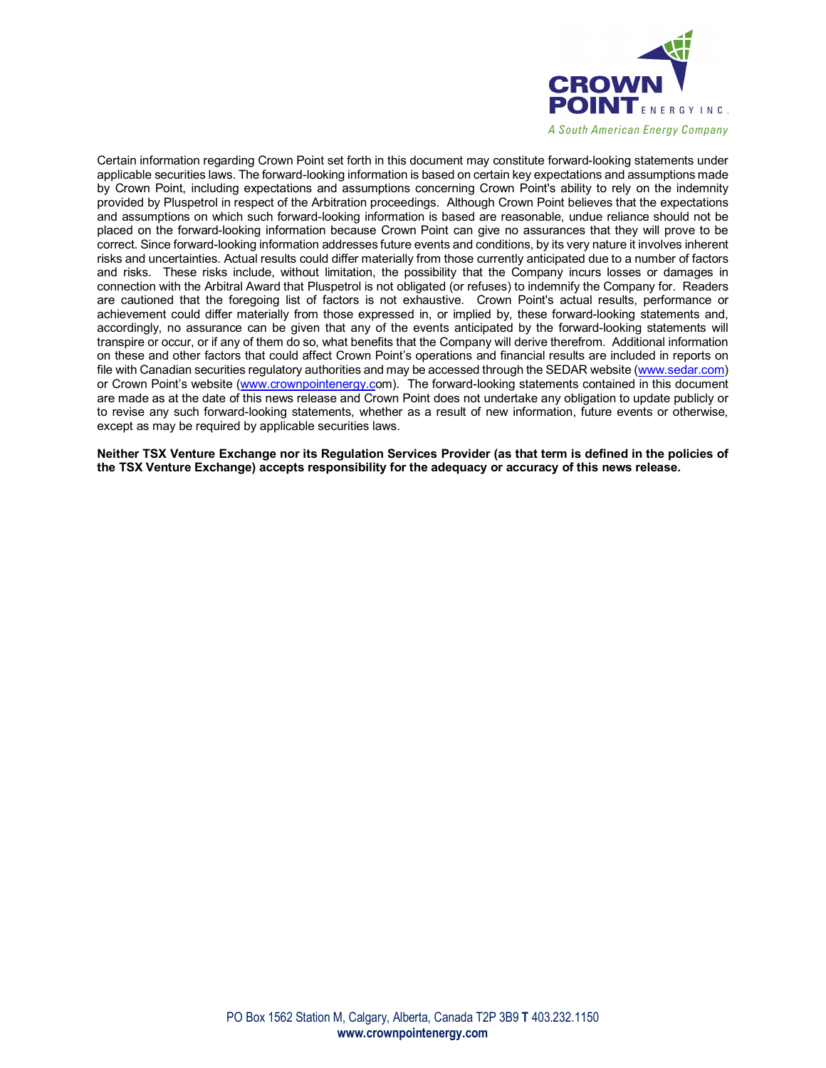Certain information regarding Crown Point set forth in this document may constitute forward-looking statements under applicable securities laws. The forward-looking information is based on certain key expectations and assumptions made by Crown Point, including expectations and assumptions concerning Crown Point's ability to rely on the indemnity provided by Pluspetrol in respect of the Arbitration proceedings. Although Crown Point believes that the expectations and assumptions on which such forward-looking information is based are reasonable, undue reliance should not be placed on the forward-looking information because Crown Point can give no assurances that they will prove to be correct. Since forward-looking information addresses future events and conditions, by its very nature it involves inherent risks and uncertainties. Actual results could differ materially from those currently anticipated due to a number of factors and risks. These risks include, without limitation, the possibility that the Company incurs losses or damages in connection with the Arbitral Award that Pluspetrol is not obligated (or refuses) to indemnify the Company for. Readers are cautioned that the foregoing list of factors is not exhaustive. Crown Point's actual results, performance or achievement could differ materially from those expressed in, or implied by, these forward-looking statements and, accordingly, no assurance can be given that any of the events anticipated by the forward-looking statements will transpire or occur, or if any of them do so, what benefits that the Company will derive therefrom. Additional information on these and other factors that could affect Crown Point's operations and financial results are included in reports on file with Canadian securities regulatory authorities and may be accessed through the SEDAR website (www.sedar.com) or Crown Point's website (www.crownpointenergy.com). The forward-looking statements contained in this document are made as at the date of this news release and Crown Point does not undertake any obligation to update publicly or to revise any such forward-looking statements, whether as a result of new information, future events or otherwise, except as may be required by applicable securities laws.

**Neither TSX Venture Exchange nor its Regulation Services Provider (as that term is defined in the policies of the TSX Venture Exchange) accepts responsibility for the adequacy or accuracy of this news release.**